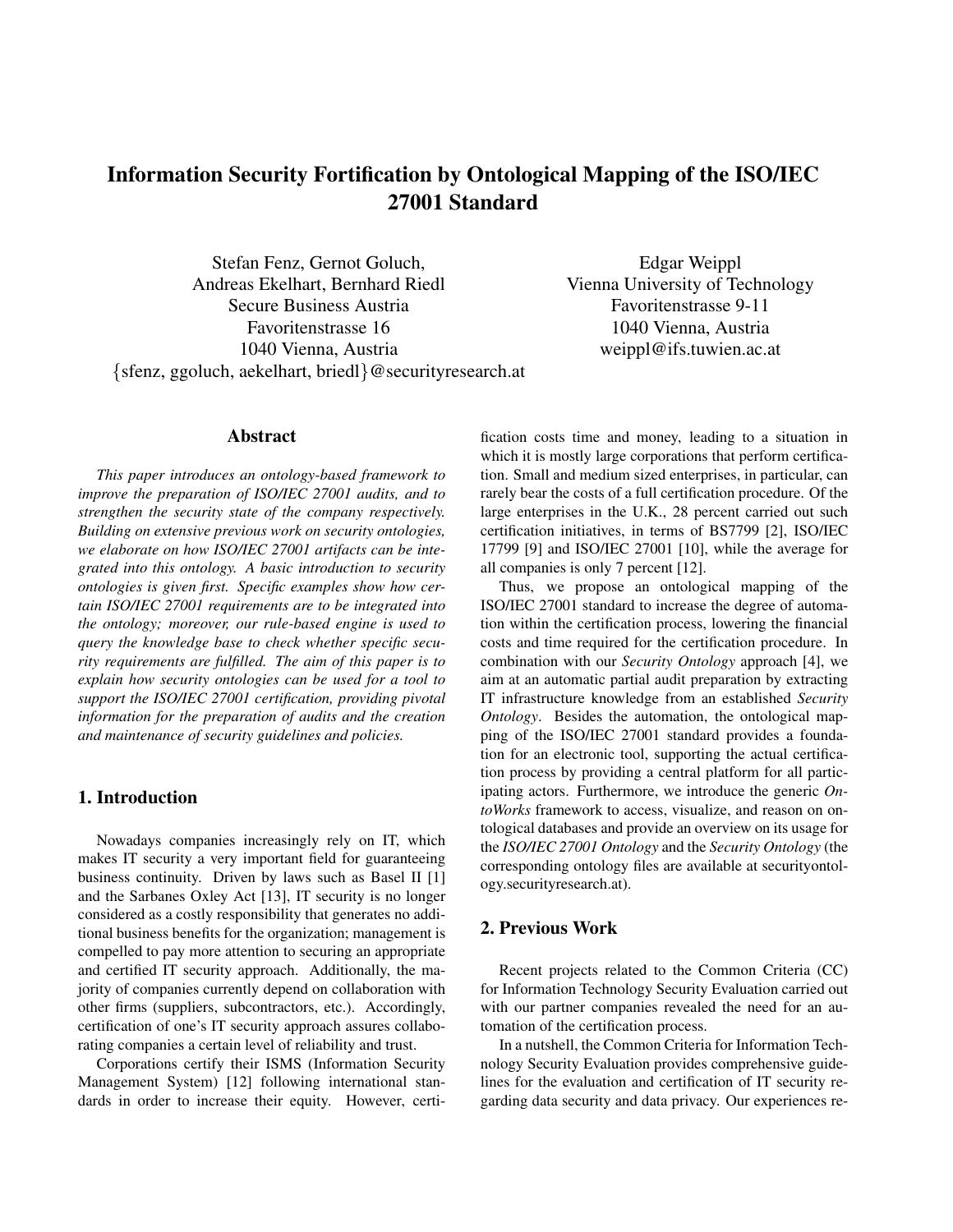# Information Security Fortification by Ontological Mapping of the ISO/IEC 27001 Standard

Stefan Fenz, Gernot Goluch,
Andreas Ekelhart, Bernhard Riedl
Secure Business Austria
Favoritenstrasse 16
1040 Vienna, Austria
{sfenz, ggoluch, aekelhart, briedl}@securityresearch.at

Edgar Weippl
Vienna University of Technology
Favoritenstrasse 9-11
1040 Vienna, Austria
weippl@ifs.tuwien.ac.at

## Abstract

*This paper introduces an ontology-based framework to improve the preparation of ISO/IEC 27001 audits, and to strengthen the security state of the company respectively. Building on extensive previous work on security ontologies, we elaborate on how ISO/IEC 27001 artifacts can be integrated into this ontology. A basic introduction to security ontologies is given first. Specific examples show how certain ISO/IEC 27001 requirements are to be integrated into the ontology; moreover, our rule-based engine is used to query the knowledge base to check whether specific security requirements are fulfilled. The aim of this paper is to explain how security ontologies can be used for a tool to support the ISO/IEC 27001 certification, providing pivotal information for the preparation of audits and the creation and maintenance of security guidelines and policies.*

## 1. Introduction

Nowadays companies increasingly rely on IT, which makes IT security a very important field for guaranteeing business continuity. Driven by laws such as Basel II [1] and the Sarbanes Oxley Act [13], IT security is no longer considered as a costly responsibility that generates no additional business benefits for the organization; management is compelled to pay more attention to securing an appropriate and certified IT security approach. Additionally, the majority of companies currently depend on collaboration with other firms (suppliers, subcontractors, etc.). Accordingly, certification of one's IT security approach assures collaborating companies a certain level of reliability and trust.

Corporations certify their ISMS (Information Security Management System) [12] following international standards in order to increase their equity. However, certification costs time and money, leading to a situation in which it is mostly large corporations that perform certification. Small and medium sized enterprises, in particular, can rarely bear the costs of a full certification procedure. Of the large enterprises in the U.K., 28 percent carried out such certification initiatives, in terms of BS7799 [2], ISO/IEC 17799 [9] and ISO/IEC 27001 [10], while the average for all companies is only 7 percent [12].

Thus, we propose an ontological mapping of the ISO/IEC 27001 standard to increase the degree of automation within the certification process, lowering the financial costs and time required for the certification procedure. In combination with our *Security Ontology* approach [4], we aim at an automatic partial audit preparation by extracting IT infrastructure knowledge from an established *Security Ontology*. Besides the automation, the ontological mapping of the ISO/IEC 27001 standard provides a foundation for an electronic tool, supporting the actual certification process by providing a central platform for all participating actors. Furthermore, we introduce the generic *OntoWorks* framework to access, visualize, and reason on ontological databases and provide an overview on its usage for the *ISO/IEC 27001 Ontology* and the *Security Ontology* (the corresponding ontology files are available at securityontology.securityresearch.at).

## 2. Previous Work

Recent projects related to the Common Criteria (CC) for Information Technology Security Evaluation carried out with our partner companies revealed the need for an automation of the certification process.

In a nutshell, the Common Criteria for Information Technology Security Evaluation provides comprehensive guidelines for the evaluation and certification of IT security regarding data security and data privacy. Our experiences re-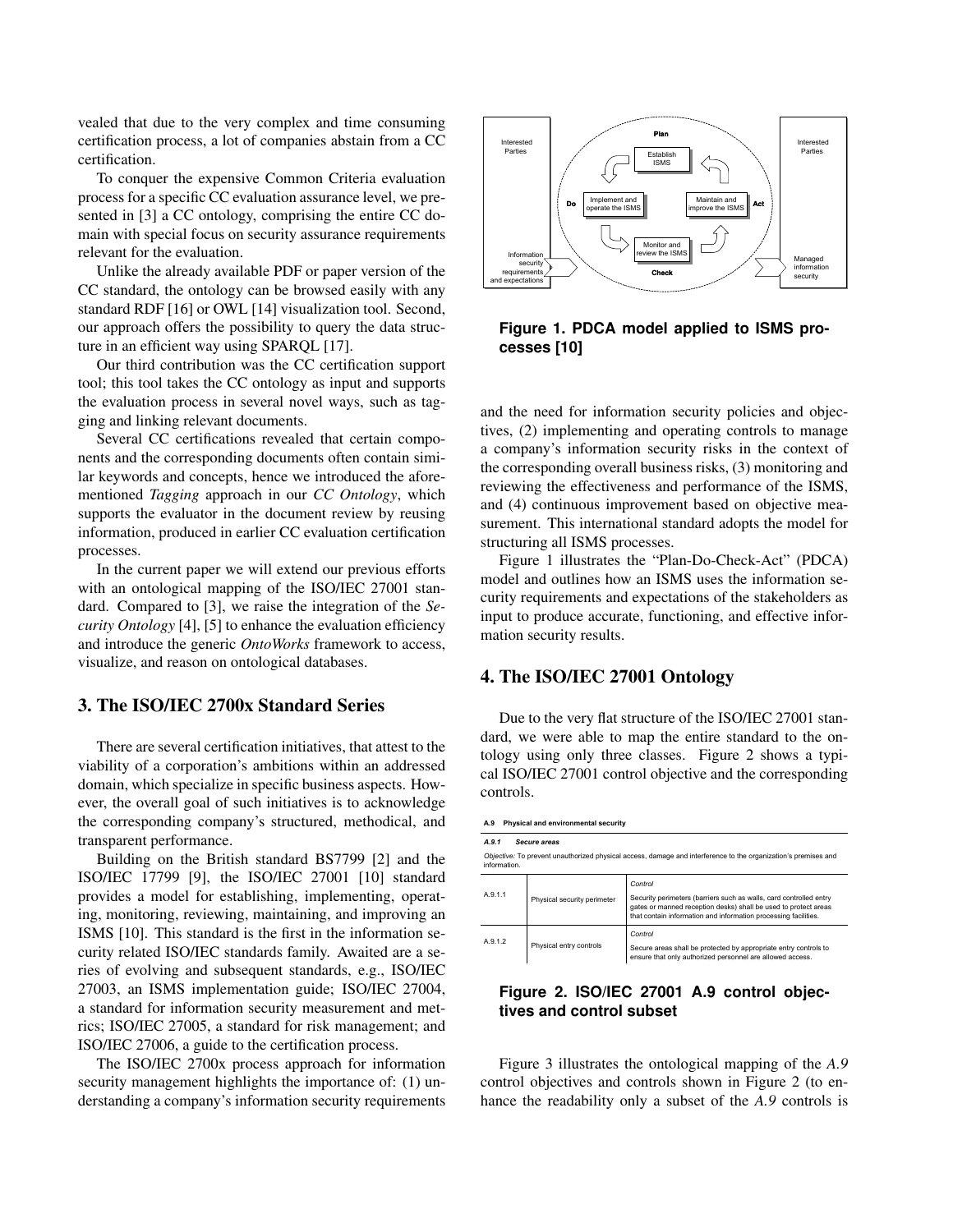vealed that due to the very complex and time consuming certification process, a lot of companies abstain from a CC certification.

To conquer the expensive Common Criteria evaluation process for a specific CC evaluation assurance level, we presented in [3] a CC ontology, comprising the entire CC domain with special focus on security assurance requirements relevant for the evaluation.

Unlike the already available PDF or paper version of the CC standard, the ontology can be browsed easily with any standard RDF [16] or OWL [14] visualization tool. Second, our approach offers the possibility to query the data structure in an efficient way using SPARQL [17].

Our third contribution was the CC certification support tool; this tool takes the CC ontology as input and supports the evaluation process in several novel ways, such as tagging and linking relevant documents.

Several CC certifications revealed that certain components and the corresponding documents often contain similar keywords and concepts, hence we introduced the aforementioned *Tagging* approach in our *CC Ontology*, which supports the evaluator in the document review by reusing information, produced in earlier CC evaluation certification processes.

In the current paper we will extend our previous efforts with an ontological mapping of the ISO/IEC 27001 standard. Compared to [3], we raise the integration of the *Security Ontology* [4], [5] to enhance the evaluation efficiency and introduce the generic *OntoWorks* framework to access, visualize, and reason on ontological databases.

## 3. The ISO/IEC 2700x Standard Series

There are several certification initiatives, that attest to the viability of a corporation's ambitions within an addressed domain, which specialize in specific business aspects. However, the overall goal of such initiatives is to acknowledge the corresponding company's structured, methodical, and transparent performance.

Building on the British standard BS7799 [2] and the ISO/IEC 17799 [9], the ISO/IEC 27001 [10] standard provides a model for establishing, implementing, operating, monitoring, reviewing, maintaining, and improving an ISMS [10]. This standard is the first in the information security related ISO/IEC standards family. Awaited are a series of evolving and subsequent standards, e.g., ISO/IEC 27003, an ISMS implementation guide; ISO/IEC 27004, a standard for information security measurement and metrics; ISO/IEC 27005, a standard for risk management; and ISO/IEC 27006, a guide to the certification process.

The ISO/IEC 2700x process approach for information security management highlights the importance of: (1) understanding a company's information security requirements and the need for information security policies and objectives, (2) implementing and operating controls to manage a company's information security risks in the context of the corresponding overall business risks, (3) monitoring and reviewing the effectiveness and performance of the ISMS, and (4) continuous improvement based on objective measurement. This international standard adopts the model for structuring all ISMS processes.

Figure 1 illustrates the "Plan-Do-Check-Act" (PDCA) model and outlines how an ISMS uses the information security requirements and expectations of the stakeholders as input to produce accurate, functioning, and effective information security results.

**Figure 1. PDCA model applied to ISMS processes [10]**

## 4. The ISO/IEC 27001 Ontology

Due to the very flat structure of the ISO/IEC 27001 standard, we were able to map the entire standard to the ontology using only three classes. Figure 2 shows a typical ISO/IEC 27001 control objective and the corresponding controls.

**A.9 Physical and environmental security**

***A.9.1 Secure areas***

*Objective:* To prevent unauthorized physical access, damage and interference to the organization's premises and information.

| | | |
|---|---|---|
| A.9.1.1 | Physical security perimeter | *Control*<br>Security perimeters (barriers such as walls, card controlled entry gates or manned reception desks) shall be used to protect areas that contain information and information processing facilities. |
| A.9.1.2 | Physical entry controls | *Control*<br>Secure areas shall be protected by appropriate entry controls to ensure that only authorized personnel are allowed access. |

**Figure 2. ISO/IEC 27001 A.9 control objectives and control subset**

Figure 3 illustrates the ontological mapping of the *A.9* control objectives and controls shown in Figure 2 (to enhance the readability only a subset of the *A.9* controls is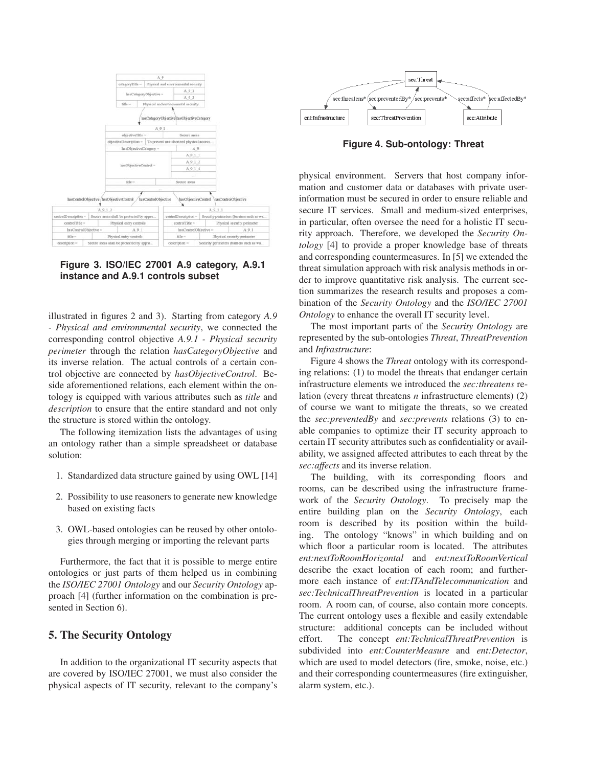**Figure 3. ISO/IEC 27001 A.9 category, A.9.1 instance and A.9.1 controls subset**

illustrated in figures 2 and 3). Starting from category *A.9 - Physical and environmental security*, we connected the corresponding control objective *A.9.1 - Physical security perimeter* through the relation *hasCategoryObjective* and its inverse relation. The actual controls of a certain control objective are connected by *hasObjectiveControl*. Beside aforementioned relations, each element within the ontology is equipped with various attributes such as *title* and *description* to ensure that the entire standard and not only the structure is stored within the ontology.

The following itemization lists the advantages of using an ontology rather than a simple spreadsheet or database solution:

1. Standardized data structure gained by using OWL [14]
2. Possibility to use reasoners to generate new knowledge based on existing facts
3. OWL-based ontologies can be reused by other ontologies through merging or importing the relevant parts

Furthermore, the fact that it is possible to merge entire ontologies or just parts of them helped us in combining the *ISO/IEC 27001 Ontology* and our *Security Ontology* approach [4] (further information on the combination is presented in Section 6).

## 5. The Security Ontology

In addition to the organizational IT security aspects that are covered by ISO/IEC 27001, we must also consider the physical aspects of IT security, relevant to the company's physical environment. Servers that host company information and customer data or databases with private user-information must be secured in order to ensure reliable and secure IT services. Small and medium-sized enterprises, in particular, often oversee the need for a holistic IT security approach. Therefore, we developed the *Security Ontology* [4] to provide a proper knowledge base of threats and corresponding countermeasures. In [5] we extended the threat simulation approach with risk analysis methods in order to improve quantitative risk analysis. The current section summarizes the research results and proposes a combination of the *Security Ontology* and the *ISO/IEC 27001 Ontology* to enhance the overall IT security level.

**Figure 4. Sub-ontology: Threat**

The most important parts of the *Security Ontology* are represented by the sub-ontologies *Threat*, *ThreatPrevention* and *Infrastructure*:

Figure 4 shows the *Threat* ontology with its corresponding relations: (1) to model the threats that endanger certain infrastructure elements we introduced the *sec:threatens* relation (every threat threatens *n* infrastructure elements) (2) of course we want to mitigate the threats, so we created the *sec:preventedBy* and *sec:prevents* relations (3) to enable companies to optimize their IT security approach to certain IT security attributes such as confidentiality or availability, we assigned affected attributes to each threat by the *sec:affects* and its inverse relation.

The building, with its corresponding floors and rooms, can be described using the infrastructure framework of the *Security Ontology*. To precisely map the entire building plan on the *Security Ontology*, each room is described by its position within the building. The ontology "knows" in which building and on which floor a particular room is located. The attributes *ent:nextToRoomHorizontal* and *ent:nextToRoomVertical* describe the exact location of each room; and furthermore each instance of *ent:ITAndTelecommunication* and *sec:TechnicalThreatPrevention* is located in a particular room. A room can, of course, also contain more concepts. The current ontology uses a flexible and easily extendable structure: additional concepts can be included without effort. The concept *ent:TechnicalThreatPrevention* is subdivided into *ent:CounterMeasure* and *ent:Detector*, which are used to model detectors (fire, smoke, noise, etc.) and their corresponding countermeasures (fire extinguisher, alarm system, etc.).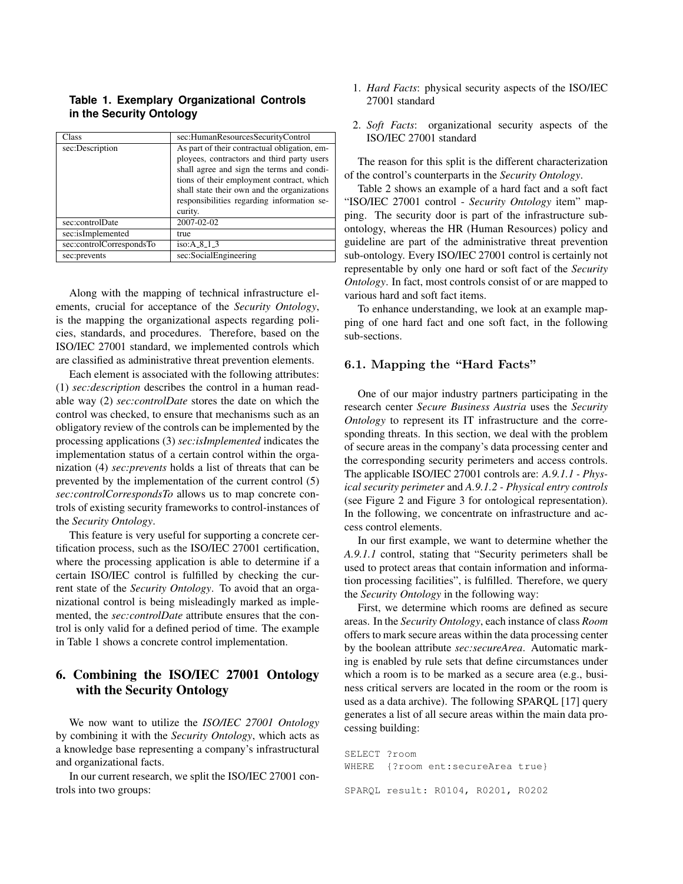**Table 1. Exemplary Organizational Controls in the Security Ontology**

| Class | sec:HumanResourcesSecurityControl |
|---|---|
| sec:Description | As part of their contractual obligation, employees, contractors and third party users shall agree and sign the terms and conditions of their employment contract, which shall state their own and the organizations responsibilities regarding information security. |
| sec:controlDate | 2007-02-02 |
| sec:isImplemented | true |
| sec:controlCorrespondsTo | iso:A_8_1_3 |
| sec:prevents | sec:SocialEngineering |

Along with the mapping of technical infrastructure elements, crucial for acceptance of the *Security Ontology*, is the mapping the organizational aspects regarding policies, standards, and procedures. Therefore, based on the ISO/IEC 27001 standard, we implemented controls which are classified as administrative threat prevention elements.

Each element is associated with the following attributes: (1) *sec:description* describes the control in a human readable way (2) *sec:controlDate* stores the date on which the control was checked, to ensure that mechanisms such as an obligatory review of the controls can be implemented by the processing applications (3) *sec:isImplemented* indicates the implementation status of a certain control within the organization (4) *sec:prevents* holds a list of threats that can be prevented by the implementation of the current control (5) *sec:controlCorrespondsTo* allows us to map concrete controls of existing security frameworks to control-instances of the *Security Ontology*.

This feature is very useful for supporting a concrete certification process, such as the ISO/IEC 27001 certification, where the processing application is able to determine if a certain ISO/IEC control is fulfilled by checking the current state of the *Security Ontology*. To avoid that an organizational control is being misleadingly marked as implemented, the *sec:controlDate* attribute ensures that the control is only valid for a defined period of time. The example in Table 1 shows a concrete control implementation.

## 6. Combining the ISO/IEC 27001 Ontology with the Security Ontology

We now want to utilize the *ISO/IEC 27001 Ontology* by combining it with the *Security Ontology*, which acts as a knowledge base representing a company's infrastructural and organizational facts.

In our current research, we split the ISO/IEC 27001 controls into two groups:

1. *Hard Facts*: physical security aspects of the ISO/IEC 27001 standard
2. *Soft Facts*: organizational security aspects of the ISO/IEC 27001 standard

The reason for this split is the different characterization of the control's counterparts in the *Security Ontology*.

Table 2 shows an example of a hard fact and a soft fact "ISO/IEC 27001 control - *Security Ontology* item" mapping. The security door is part of the infrastructure sub-ontology, whereas the HR (Human Resources) policy and guideline are part of the administrative threat prevention sub-ontology. Every ISO/IEC 27001 control is certainly not representable by only one hard or soft fact of the *Security Ontology*. In fact, most controls consist of or are mapped to various hard and soft fact items.

To enhance understanding, we look at an example mapping of one hard fact and one soft fact, in the following sub-sections.

### 6.1. Mapping the "Hard Facts"

One of our major industry partners participating in the research center *Secure Business Austria* uses the *Security Ontology* to represent its IT infrastructure and the corresponding threats. In this section, we deal with the problem of secure areas in the company's data processing center and the corresponding security perimeters and access controls. The applicable ISO/IEC 27001 controls are: *A.9.1.1 - Physical security perimeter* and *A.9.1.2 - Physical entry controls* (see Figure 2 and Figure 3 for ontological representation). In the following, we concentrate on infrastructure and access control elements.

In our first example, we want to determine whether the *A.9.1.1* control, stating that "Security perimeters shall be used to protect areas that contain information and information processing facilities", is fulfilled. Therefore, we query the *Security Ontology* in the following way:

First, we determine which rooms are defined as secure areas. In the *Security Ontology*, each instance of class *Room* offers to mark secure areas within the data processing center by the boolean attribute *sec:secureArea*. Automatic marking is enabled by rule sets that define circumstances under which a room is to be marked as a secure area (e.g., business critical servers are located in the room or the room is used as a data archive). The following SPARQL [17] query generates a list of all secure areas within the main data processing building:

```
SELECT ?room
WHERE  {?room ent:secureArea true}

SPARQL result: R0104, R0201, R0202
```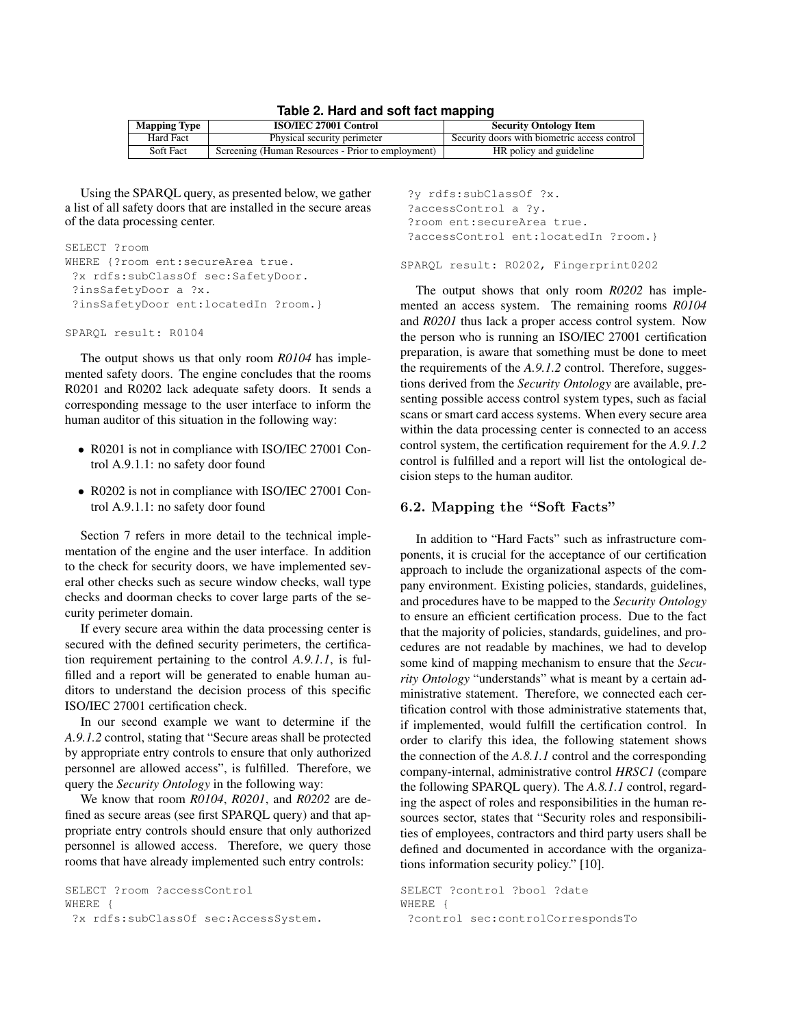**Table 2. Hard and soft fact mapping**

| Mapping Type | ISO/IEC 27001 Control | Security Ontology Item |
|---|---|---|
| Hard Fact | Physical security perimeter | Security doors with biometric access control |
| Soft Fact | Screening (Human Resources - Prior to employment) | HR policy and guideline |

Using the SPARQL query, as presented below, we gather a list of all safety doors that are installed in the secure areas of the data processing center.

```
SELECT ?room
WHERE {?room ent:secureArea true.
 ?x rdfs:subClassOf sec:SafetyDoor.
 ?insSafetyDoor a ?x.
 ?insSafetyDoor ent:locatedIn ?room.}

SPARQL result: R0104
```

The output shows us that only room *R0104* has implemented safety doors. The engine concludes that the rooms R0201 and R0202 lack adequate safety doors. It sends a corresponding message to the user interface to inform the human auditor of this situation in the following way:

- R0201 is not in compliance with ISO/IEC 27001 Control A.9.1.1: no safety door found
- R0202 is not in compliance with ISO/IEC 27001 Control A.9.1.1: no safety door found

Section 7 refers in more detail to the technical implementation of the engine and the user interface. In addition to the check for security doors, we have implemented several other checks such as secure window checks, wall type checks and doorman checks to cover large parts of the security perimeter domain.

If every secure area within the data processing center is secured with the defined security perimeters, the certification requirement pertaining to the control *A.9.1.1*, is fulfilled and a report will be generated to enable human auditors to understand the decision process of this specific ISO/IEC 27001 certification check.

In our second example we want to determine if the *A.9.1.2* control, stating that "Secure areas shall be protected by appropriate entry controls to ensure that only authorized personnel are allowed access", is fulfilled. Therefore, we query the *Security Ontology* in the following way:

We know that room *R0104*, *R0201*, and *R0202* are defined as secure areas (see first SPARQL query) and that appropriate entry controls should ensure that only authorized personnel is allowed access. Therefore, we query those rooms that have already implemented such entry controls:

```
SELECT ?room ?accessControl
WHERE {
 ?x rdfs:subClassOf sec:AccessSystem.
 ?y rdfs:subClassOf ?x.
 ?accessControl a ?y.
 ?room ent:secureArea true.
 ?accessControl ent:locatedIn ?room.}

SPARQL result: R0202, Fingerprint0202
```

The output shows that only room *R0202* has implemented an access system. The remaining rooms *R0104* and *R0201* thus lack a proper access control system. Now the person who is running an ISO/IEC 27001 certification preparation, is aware that something must be done to meet the requirements of the *A.9.1.2* control. Therefore, suggestions derived from the *Security Ontology* are available, presenting possible access control system types, such as facial scans or smart card access systems. When every secure area within the data processing center is connected to an access control system, the certification requirement for the *A.9.1.2* control is fulfilled and a report will list the ontological decision steps to the human auditor.

### 6.2. Mapping the "Soft Facts"

In addition to "Hard Facts" such as infrastructure components, it is crucial for the acceptance of our certification approach to include the organizational aspects of the company environment. Existing policies, standards, guidelines, and procedures have to be mapped to the *Security Ontology* to ensure an efficient certification process. Due to the fact that the majority of policies, standards, guidelines, and procedures are not readable by machines, we had to develop some kind of mapping mechanism to ensure that the *Security Ontology* "understands" what is meant by a certain administrative statement. Therefore, we connected each certification control with those administrative statements that, if implemented, would fulfill the certification control. In order to clarify this idea, the following statement shows the connection of the *A.8.1.1* control and the corresponding company-internal, administrative control *HRSC1* (compare the following SPARQL query). The *A.8.1.1* control, regarding the aspect of roles and responsibilities in the human resources sector, states that "Security roles and responsibilities of employees, contractors and third party users shall be defined and documented in accordance with the organizations information security policy." [10].

```
SELECT ?control ?bool ?date
WHERE {
 ?control sec:controlCorrespondsTo
```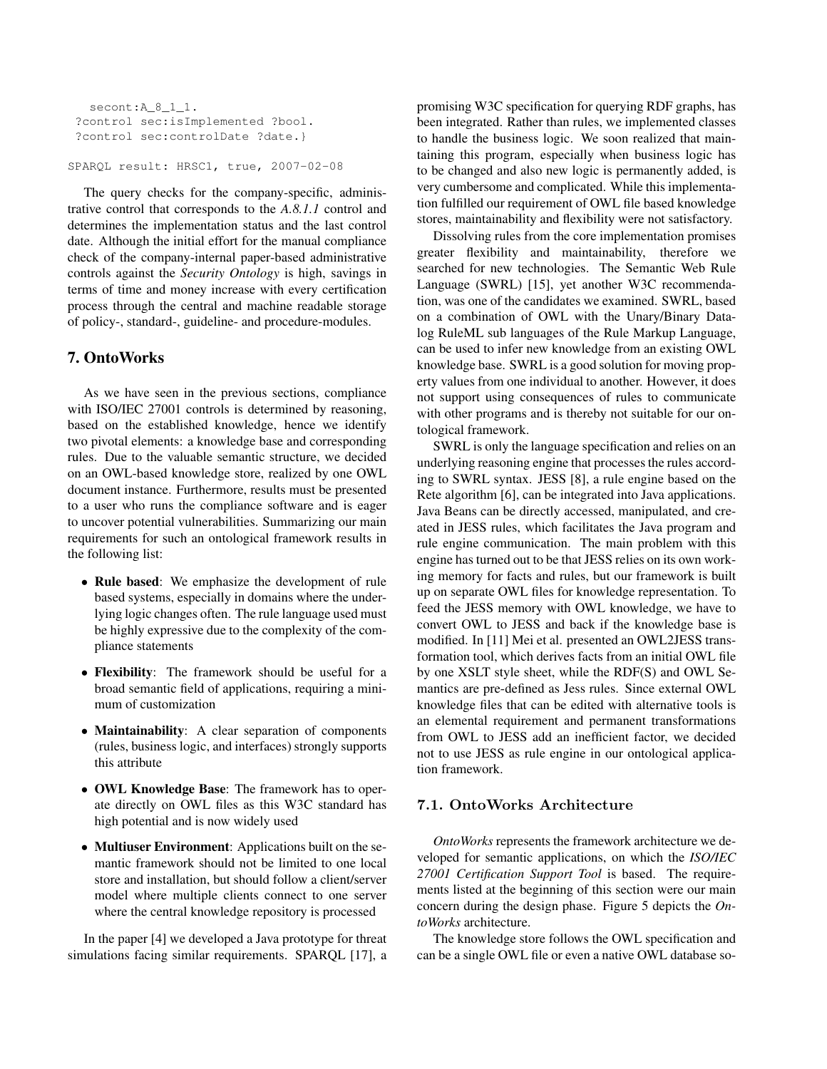```
   secont:A_8_1_1.
 ?control sec:isImplemented ?bool.
 ?control sec:controlDate ?date.}

SPARQL result: HRSC1, true, 2007-02-08
```

The query checks for the company-specific, administrative control that corresponds to the *A.8.1.1* control and determines the implementation status and the last control date. Although the initial effort for the manual compliance check of the company-internal paper-based administrative controls against the *Security Ontology* is high, savings in terms of time and money increase with every certification process through the central and machine readable storage of policy-, standard-, guideline- and procedure-modules.

## 7. OntoWorks

As we have seen in the previous sections, compliance with ISO/IEC 27001 controls is determined by reasoning, based on the established knowledge, hence we identify two pivotal elements: a knowledge base and corresponding rules. Due to the valuable semantic structure, we decided on an OWL-based knowledge store, realized by one OWL document instance. Furthermore, results must be presented to a user who runs the compliance software and is eager to uncover potential vulnerabilities. Summarizing our main requirements for such an ontological framework results in the following list:

- **Rule based**: We emphasize the development of rule based systems, especially in domains where the underlying logic changes often. The rule language used must be highly expressive due to the complexity of the compliance statements
- **Flexibility**: The framework should be useful for a broad semantic field of applications, requiring a minimum of customization
- **Maintainability**: A clear separation of components (rules, business logic, and interfaces) strongly supports this attribute
- **OWL Knowledge Base**: The framework has to operate directly on OWL files as this W3C standard has high potential and is now widely used
- **Multiuser Environment**: Applications built on the semantic framework should not be limited to one local store and installation, but should follow a client/server model where multiple clients connect to one server where the central knowledge repository is processed

In the paper [4] we developed a Java prototype for threat simulations facing similar requirements. SPARQL [17], a promising W3C specification for querying RDF graphs, has been integrated. Rather than rules, we implemented classes to handle the business logic. We soon realized that maintaining this program, especially when business logic has to be changed and also new logic is permanently added, is very cumbersome and complicated. While this implementation fulfilled our requirement of OWL file based knowledge stores, maintainability and flexibility were not satisfactory.

Dissolving rules from the core implementation promises greater flexibility and maintainability, therefore we searched for new technologies. The Semantic Web Rule Language (SWRL) [15], yet another W3C recommendation, was one of the candidates we examined. SWRL, based on a combination of OWL with the Unary/Binary Datalog RuleML sub languages of the Rule Markup Language, can be used to infer new knowledge from an existing OWL knowledge base. SWRL is a good solution for moving property values from one individual to another. However, it does not support using consequences of rules to communicate with other programs and is thereby not suitable for our ontological framework.

SWRL is only the language specification and relies on an underlying reasoning engine that processes the rules according to SWRL syntax. JESS [8], a rule engine based on the Rete algorithm [6], can be integrated into Java applications. Java Beans can be directly accessed, manipulated, and created in JESS rules, which facilitates the Java program and rule engine communication. The main problem with this engine has turned out to be that JESS relies on its own working memory for facts and rules, but our framework is built up on separate OWL files for knowledge representation. To feed the JESS memory with OWL knowledge, we have to convert OWL to JESS and back if the knowledge base is modified. In [11] Mei et al. presented an OWL2JESS transformation tool, which derives facts from an initial OWL file by one XSLT style sheet, while the RDF(S) and OWL Semantics are pre-defined as Jess rules. Since external OWL knowledge files that can be edited with alternative tools is an elemental requirement and permanent transformations from OWL to JESS add an inefficient factor, we decided not to use JESS as rule engine in our ontological application framework.

### 7.1. OntoWorks Architecture

*OntoWorks* represents the framework architecture we developed for semantic applications, on which the *ISO/IEC 27001 Certification Support Tool* is based. The requirements listed at the beginning of this section were our main concern during the design phase. Figure 5 depicts the *OntoWorks* architecture.

The knowledge store follows the OWL specification and can be a single OWL file or even a native OWL database so-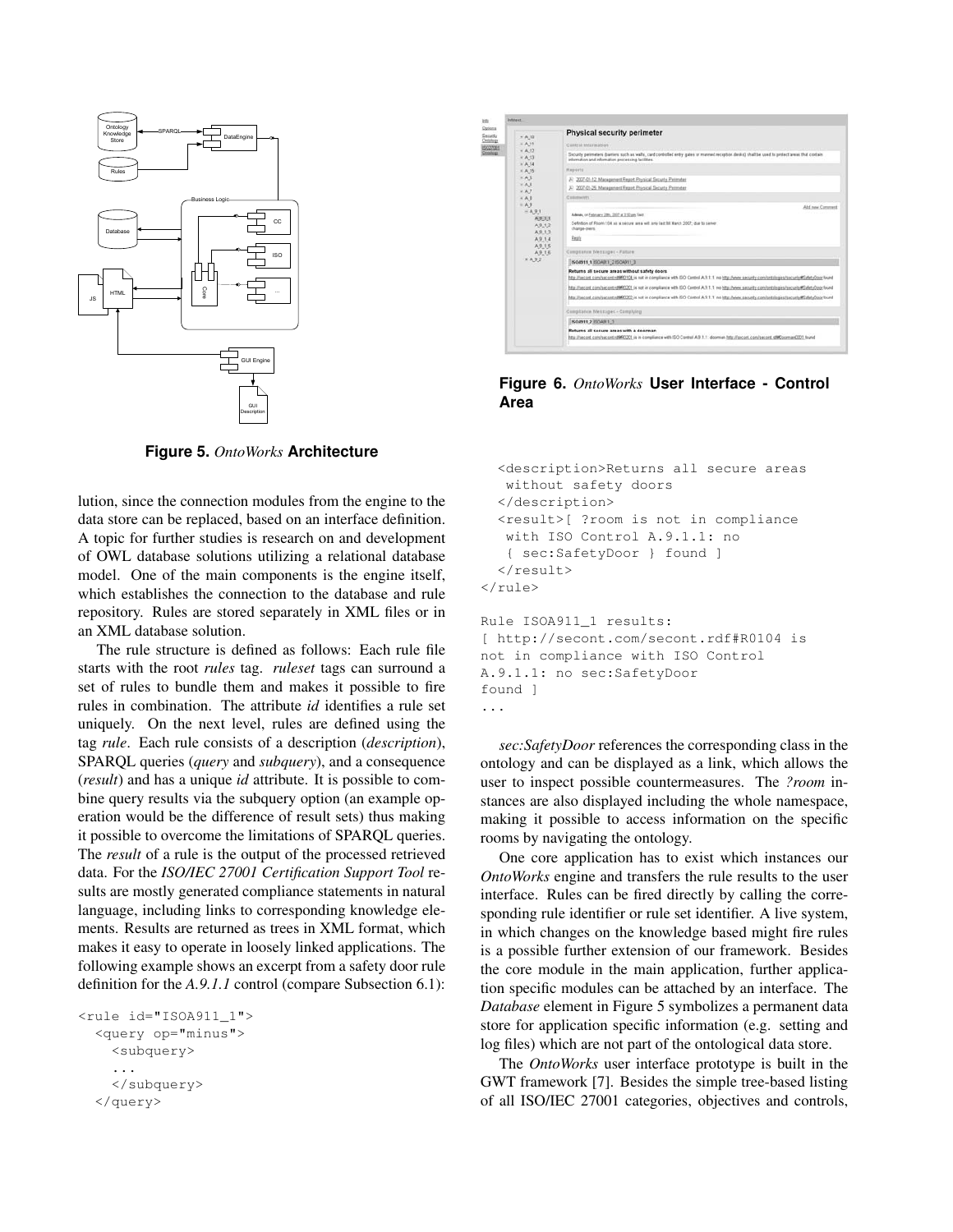**Figure 5.** ***OntoWorks*** **Architecture**

**Figure 6.** ***OntoWorks*** **User Interface - Control Area**

lution, since the connection modules from the engine to the data store can be replaced, based on an interface definition. A topic for further studies is research on and development of OWL database solutions utilizing a relational database model. One of the main components is the engine itself, which establishes the connection to the database and rule repository. Rules are stored separately in XML files or in an XML database solution.

The rule structure is defined as follows: Each rule file starts with the root *rules* tag. *ruleset* tags can surround a set of rules to bundle them and makes it possible to fire rules in combination. The attribute *id* identifies a rule set uniquely. On the next level, rules are defined using the tag *rule*. Each rule consists of a description (*description*), SPARQL queries (*query* and *subquery*), and a consequence (*result*) and has a unique *id* attribute. It is possible to combine query results via the subquery option (an example operation would be the difference of result sets) thus making it possible to overcome the limitations of SPARQL queries. The *result* of a rule is the output of the processed retrieved data. For the *ISO/IEC 27001 Certification Support Tool* results are mostly generated compliance statements in natural language, including links to corresponding knowledge elements. Results are returned as trees in XML format, which makes it easy to operate in loosely linked applications. The following example shows an excerpt from a safety door rule definition for the *A.9.1.1* control (compare Subsection 6.1):

```
<rule id="ISOA911_1">
  <query op="minus">
    <subquery>
    ...
    </subquery>
  </query>
  <description>Returns all secure areas
   without safety doors
  </description>
  <result>[ ?room is not in compliance
   with ISO Control A.9.1.1: no
   { sec:SafetyDoor } found ]
  </result>
</rule>

Rule ISOA911_1 results:
[ http://secont.com/secont.rdf#R0104 is
not in compliance with ISO Control
A.9.1.1: no sec:SafetyDoor
found ]
...
```

*sec:SafetyDoor* references the corresponding class in the ontology and can be displayed as a link, which allows the user to inspect possible countermeasures. The *?room* instances are also displayed including the whole namespace, making it possible to access information on the specific rooms by navigating the ontology.

One core application has to exist which instances our *OntoWorks* engine and transfers the rule results to the user interface. Rules can be fired directly by calling the corresponding rule identifier or rule set identifier. A live system, in which changes on the knowledge based might fire rules is a possible further extension of our framework. Besides the core module in the main application, further application specific modules can be attached by an interface. The *Database* element in Figure 5 symbolizes a permanent data store for application specific information (e.g. setting and log files) which are not part of the ontological data store.

The *OntoWorks* user interface prototype is built in the GWT framework [7]. Besides the simple tree-based listing of all ISO/IEC 27001 categories, objectives and controls,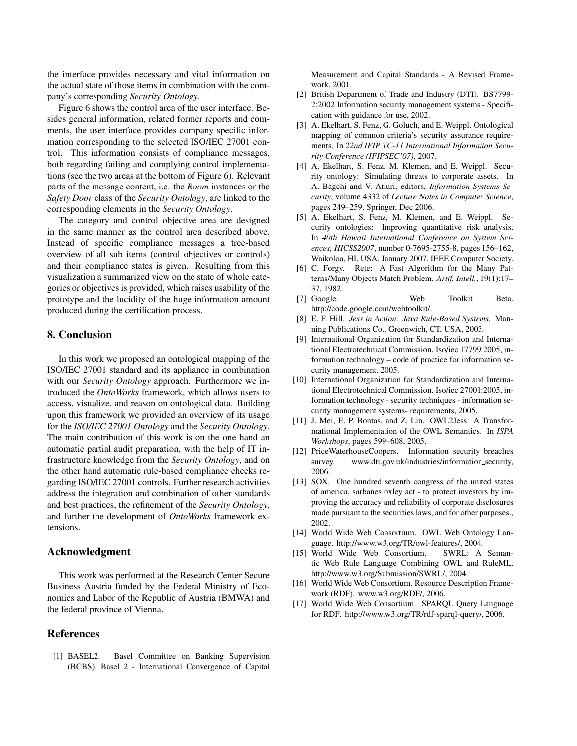the interface provides necessary and vital information on the actual state of those items in combination with the company's corresponding *Security Ontology*.

Figure 6 shows the control area of the user interface. Besides general information, related former reports and comments, the user interface provides company specific information corresponding to the selected ISO/IEC 27001 control. This information consists of compliance messages, both regarding failing and complying control implementations (see the two areas at the bottom of Figure 6). Relevant parts of the message content, i.e. the *Room* instances or the *Safety Door* class of the *Security Ontology*, are linked to the corresponding elements in the *Security Ontology*.

The category and control objective area are designed in the same manner as the control area described above. Instead of specific compliance messages a tree-based overview of all sub items (control objectives or controls) and their compliance states is given. Resulting from this visualization a summarized view on the state of whole categories or objectives is provided, which raises usability of the prototype and the lucidity of the huge information amount produced during the certification process.

## 8. Conclusion

In this work we proposed an ontological mapping of the ISO/IEC 27001 standard and its appliance in combination with our *Security Ontology* approach. Furthermore we introduced the *OntoWorks* framework, which allows users to access, visualize, and reason on ontological data. Building upon this framework we provided an overview of its usage for the *ISO/IEC 27001 Ontology* and the *Security Ontology*. The main contribution of this work is on the one hand an automatic partial audit preparation, with the help of IT infrastructure knowledge from the *Security Ontology*, and on the other hand automatic rule-based compliance checks regarding ISO/IEC 27001 controls. Further research activities address the integration and combination of other standards and best practices, the refinement of the *Security Ontology*, and further the development of *OntoWorks* framework extensions.

## Acknowledgment

This work was performed at the Research Center Secure Business Austria funded by the Federal Ministry of Economics and Labor of the Republic of Austria (BMWA) and the federal province of Vienna.

## References

[1] BASEL2. Basel Committee on Banking Supervision (BCBS), Basel 2 - International Convergence of Capital Measurement and Capital Standards - A Revised Framework, 2001.

[2] British Department of Trade and Industry (DTI). BS7799-2:2002 Information security management systems - Specification with guidance for use, 2002.

[3] A. Ekelhart, S. Fenz, G. Goluch, and E. Weippl. Ontological mapping of common criteria's security assurance requirements. In *22nd IFIP TC-11 International Information Security Conference (IFIPSEC'07)*, 2007.

[4] A. Ekelhart, S. Fenz, M. Klemen, and E. Weippl. Security ontology: Simulating threats to corporate assets. In A. Bagchi and V. Atluri, editors, *Information Systems Security*, volume 4332 of *Lecture Notes in Computer Science*, pages 249–259. Springer, Dec 2006.

[5] A. Ekelhart, S. Fenz, M. Klemen, and E. Weippl. Security ontologies: Improving quantitative risk analysis. In *40th Hawaii International Conference on System Sciences, HICSS2007*, number 0-7695-2755-8, pages 156–162, Waikoloa, HI, USA, January 2007. IEEE Computer Society.

[6] C. Forgy. Rete: A Fast Algorithm for the Many Patterns/Many Objects Match Problem. *Artif. Intell.*, 19(1):17–37, 1982.

[7] Google. Web Toolkit Beta. http://code.google.com/webtoolkit/.

[8] E. F. Hill. *Jess in Action: Java Rule-Based Systems*. Manning Publications Co., Greenwich, CT, USA, 2003.

[9] International Organization for Standardization and International Electrotechnical Commission. Iso/iec 17799:2005, information technology – code of practice for information security management, 2005.

[10] International Organization for Standardization and International Electrotechnical Commission. Iso/iec 27001:2005, information technology - security techniques - information security management systems- requirements, 2005.

[11] J. Mei, E. P. Bontas, and Z. Lin. OWL2Jess: A Transformational Implementation of the OWL Semantics. In *ISPA Workshops*, pages 599–608, 2005.

[12] PriceWaterhouseCoopers. Information security breaches survey. www.dti.gov.uk/industries/information_security, 2006.

[13] SOX. One hundred seventh congress of the united states of america, sarbanes oxley act - to protect investors by improving the accuracy and reliability of corporate disclosures made pursuant to the securities laws, and for other purposes., 2002.

[14] World Wide Web Consortium. OWL Web Ontology Language. http://www.w3.org/TR/owl-features/, 2004.

[15] World Wide Web Consortium. SWRL: A Semantic Web Rule Language Combining OWL and RuleML. http://www.w3.org/Submission/SWRL/, 2004.

[16] World Wide Web Consortium. Resource Description Framework (RDF). www.w3.org/RDF/, 2006.

[17] World Wide Web Consortium. SPARQL Query Language for RDF. http://www.w3.org/TR/rdf-sparql-query/, 2006.